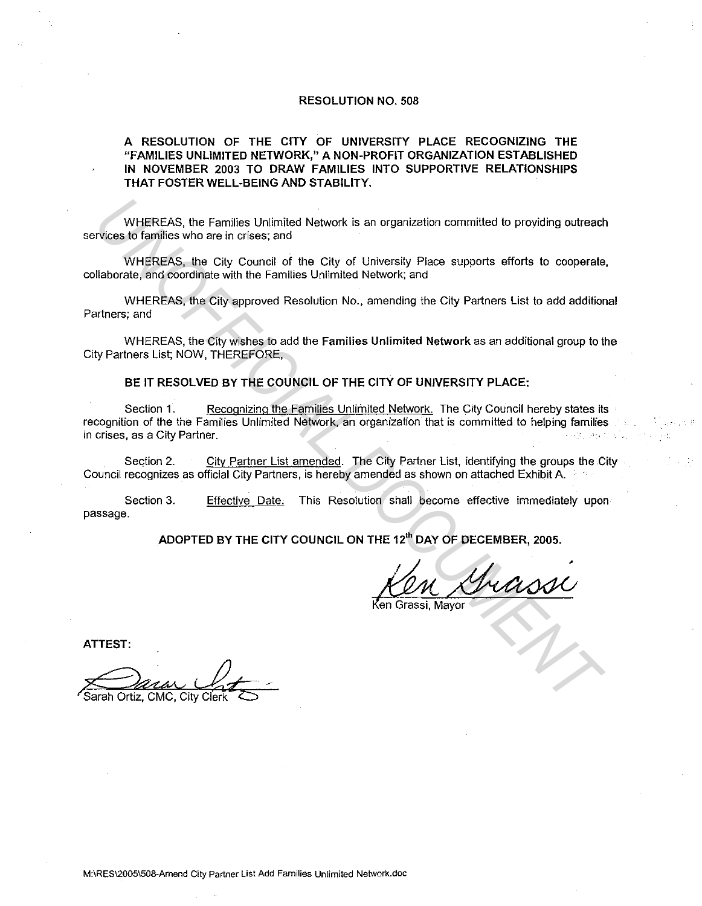# RESOLUTION NO. 508

**A RESOLUTION OF THE CITY OF UNIVERSITY PLACE RECOGNIZING THE "FAMILIES UNLIMITED NETWORK," A NON-PROFIT ORGANIZATION ESTABLISHED IN NOVEMBER 2003 TO DRAW FAMILIES INTO SUPPORTIVE RELATIONSHIPS THAT FOSTER WELL-BEING AND STABILITY.**

WHEREAS, the Families Unlimited Network is an organization committed to providing outreach services to families who are in crises; and

WHEREAS, the City Council of the City of University Place supports efforts to cooperate, collaborate, and coordinate with the Families Unlimited Network; and

WHEREAS, the City approved Resolution No., amending the City Partners List to add additional Partners; and

WHEREAS, the City wishes to add the **Families Unlimited Network** as an additional group to the City Partners List; NOW, THEREFORE,

**BE IT RESOLVED BY THE COUNCIL OF THE CITY OF UNIVERSITY PLACE:**

Section 1. Recognizing the Families Unlimited Network. The City Council hereby states its recognition of the the Families Unlimited Network, an organization that is committed to helping families in crises, as a City Partner.

Section 2. City Partner List amended. The City Partner List, identifying the groups the City Council recognizes as official City Partners, is hereby amended as shown on attached Exhibit A.

Section 3. Effective Date. This Resolution shall become effective immediately upon passage.

**ADOPTED BY THE CITY COUNCIL ON THE 12th DAY OF DECEMBER, 2005.**

Ken Grassi, Mayor

**ATTEST:**

Sarah Ortiz, CMC, City Clerk

M:\RES\2005\508-Amend City Partner List Add Families Unlimited Network.doc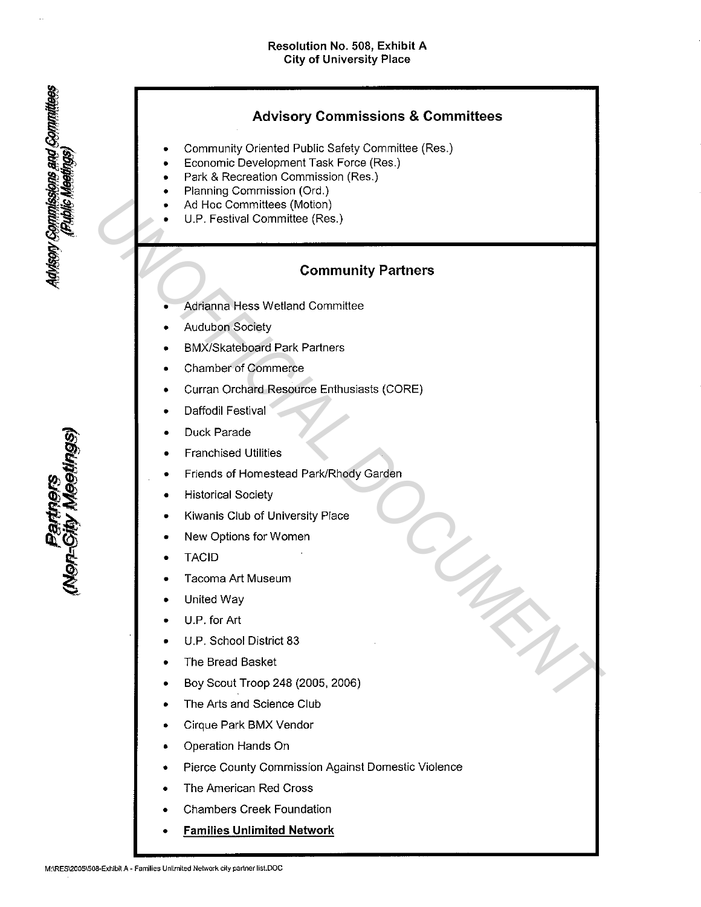Resolution No. 508, Exhibit A
City of University Place

*Advisory Commissions and Committees (Public Meetings)*

## Advisory Commissions & Committees

- Community Oriented Public Safety Committee (Res.)
- Economic Development Task Force (Res.)
- Park & Recreation Commission (Res.)
- Planning Commission (Ord.)
- Ad Hoc Committees (Motion)
- U.P. Festival Committee (Res.)

*Partners (Non-City Meetings)*

## Community Partners

- Adrianna Hess Wetland Committee
- Audubon Society
- BMX/Skateboard Park Partners
- Chamber of Commerce
- Curran Orchard Resource Enthusiasts (CORE)
- Daffodil Festival
- Duck Parade
- Franchised Utilities
- Friends of Homestead Park/Rhody Garden
- Historical Society
- Kiwanis Club of University Place
- New Options for Women
- TACID
- Tacoma Art Museum
- United Way
- U.P. for Art
- U.P. School District 83
- The Bread Basket
- Boy Scout Troop 248 (2005, 2006)
- The Arts and Science Club
- Cirque Park BMX Vendor
- Operation Hands On
- Pierce County Commission Against Domestic Violence
- The American Red Cross
- Chambers Creek Foundation
- **Families Unlimited Network**

UNOFFICIAL DOCUMENT

M:\RES\2005\508-Exhibit A - Families Unlimited Network city partner list.DOC